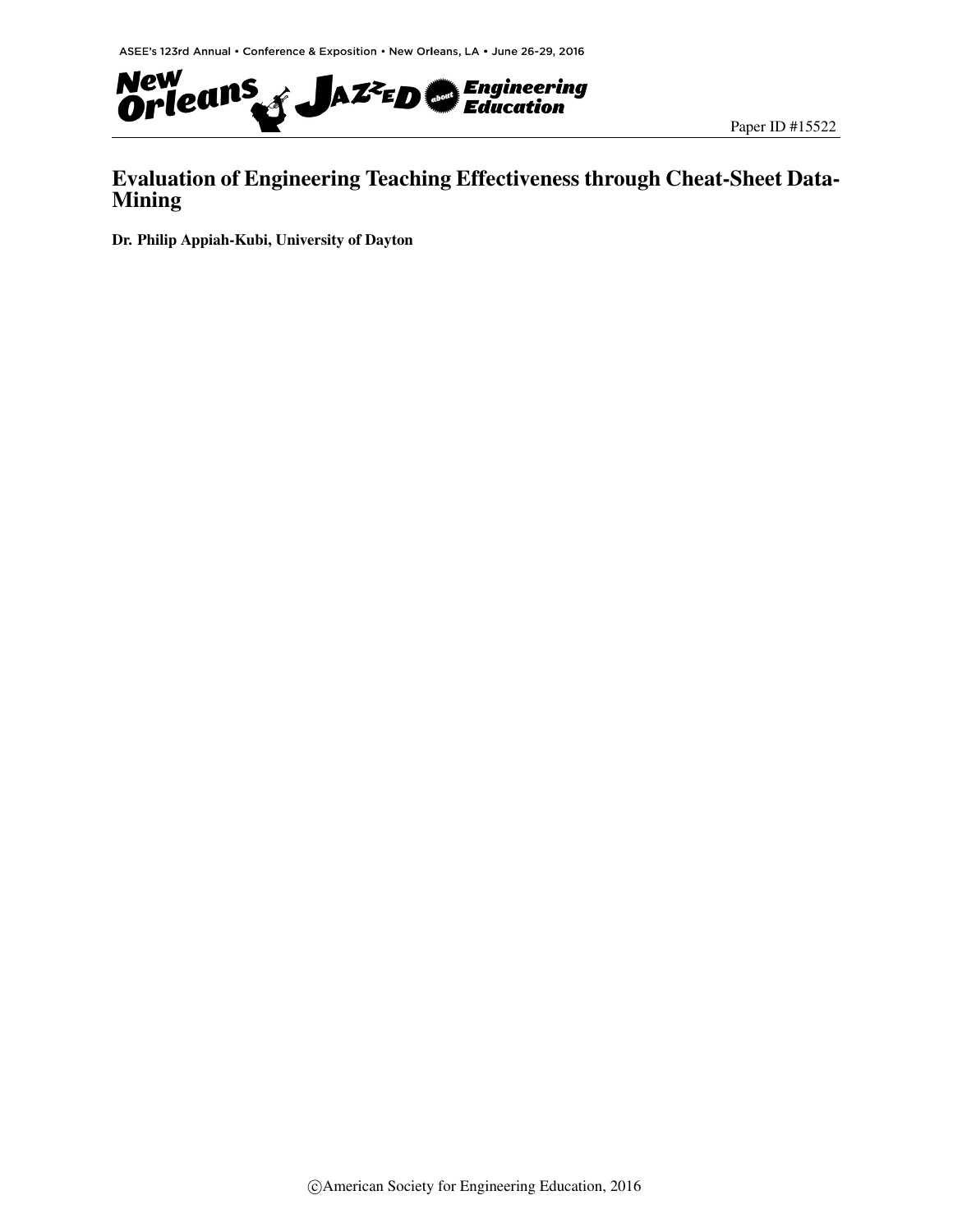Paper ID #15522

# Evaluation of Engineering Teaching Effectiveness through Cheat-Sheet Data-Mining

**Dr. Philip Appiah-Kubi, University of Dayton**

©American Society for Engineering Education, 2016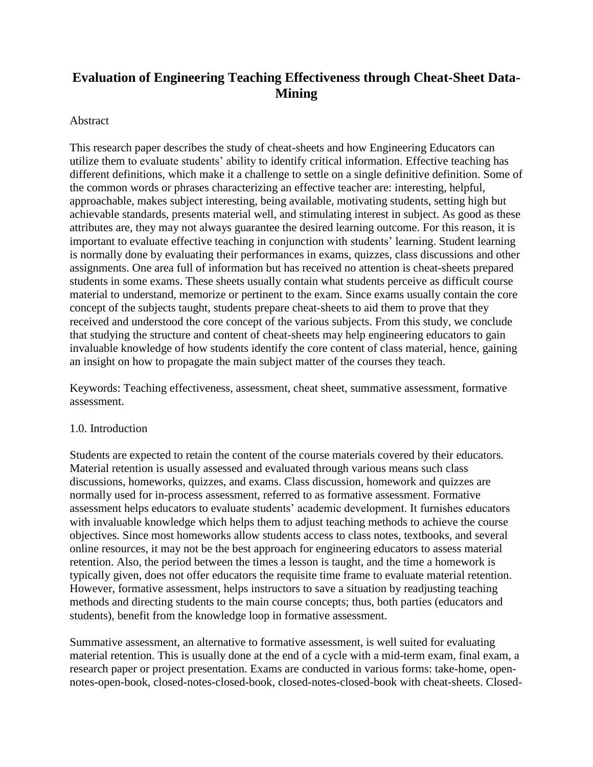# Evaluation of Engineering Teaching Effectiveness through Cheat-Sheet Data-Mining

Abstract

This research paper describes the study of cheat-sheets and how Engineering Educators can utilize them to evaluate students' ability to identify critical information. Effective teaching has different definitions, which make it a challenge to settle on a single definitive definition. Some of the common words or phrases characterizing an effective teacher are: interesting, helpful, approachable, makes subject interesting, being available, motivating students, setting high but achievable standards, presents material well, and stimulating interest in subject. As good as these attributes are, they may not always guarantee the desired learning outcome. For this reason, it is important to evaluate effective teaching in conjunction with students' learning. Student learning is normally done by evaluating their performances in exams, quizzes, class discussions and other assignments. One area full of information but has received no attention is cheat-sheets prepared students in some exams. These sheets usually contain what students perceive as difficult course material to understand, memorize or pertinent to the exam. Since exams usually contain the core concept of the subjects taught, students prepare cheat-sheets to aid them to prove that they received and understood the core concept of the various subjects. From this study, we conclude that studying the structure and content of cheat-sheets may help engineering educators to gain invaluable knowledge of how students identify the core content of class material, hence, gaining an insight on how to propagate the main subject matter of the courses they teach.

Keywords: Teaching effectiveness, assessment, cheat sheet, summative assessment, formative assessment.

## 1.0. Introduction

Students are expected to retain the content of the course materials covered by their educators. Material retention is usually assessed and evaluated through various means such class discussions, homeworks, quizzes, and exams. Class discussion, homework and quizzes are normally used for in-process assessment, referred to as formative assessment. Formative assessment helps educators to evaluate students' academic development. It furnishes educators with invaluable knowledge which helps them to adjust teaching methods to achieve the course objectives. Since most homeworks allow students access to class notes, textbooks, and several online resources, it may not be the best approach for engineering educators to assess material retention. Also, the period between the times a lesson is taught, and the time a homework is typically given, does not offer educators the requisite time frame to evaluate material retention. However, formative assessment, helps instructors to save a situation by readjusting teaching methods and directing students to the main course concepts; thus, both parties (educators and students), benefit from the knowledge loop in formative assessment.

Summative assessment, an alternative to formative assessment, is well suited for evaluating material retention. This is usually done at the end of a cycle with a mid-term exam, final exam, a research paper or project presentation. Exams are conducted in various forms: take-home, open-notes-open-book, closed-notes-closed-book, closed-notes-closed-book with cheat-sheets. Closed-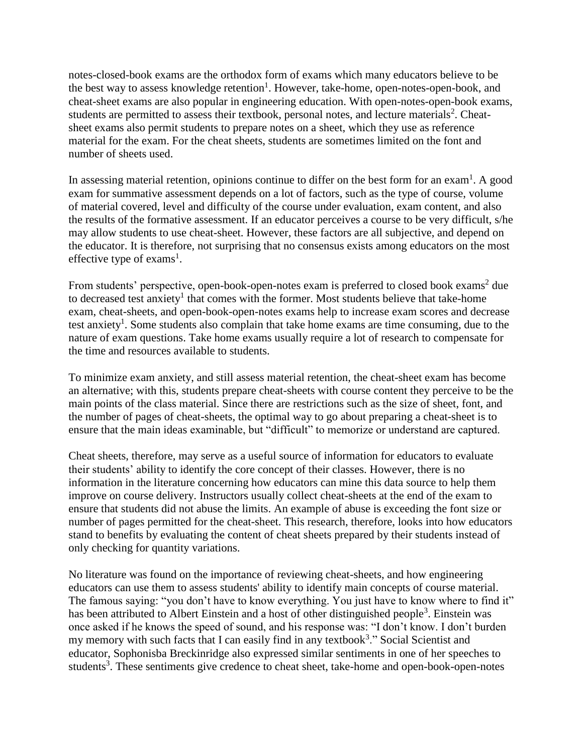notes-closed-book exams are the orthodox form of exams which many educators believe to be the best way to assess knowledge retention[1]. However, take-home, open-notes-open-book, and cheat-sheet exams are also popular in engineering education. With open-notes-open-book exams, students are permitted to assess their textbook, personal notes, and lecture materials[2]. Cheat-sheet exams also permit students to prepare notes on a sheet, which they use as reference material for the exam. For the cheat sheets, students are sometimes limited on the font and number of sheets used.

In assessing material retention, opinions continue to differ on the best form for an exam[1]. A good exam for summative assessment depends on a lot of factors, such as the type of course, volume of material covered, level and difficulty of the course under evaluation, exam content, and also the results of the formative assessment. If an educator perceives a course to be very difficult, s/he may allow students to use cheat-sheet. However, these factors are all subjective, and depend on the educator. It is therefore, not surprising that no consensus exists among educators on the most effective type of exams[1].

From students' perspective, open-book-open-notes exam is preferred to closed book exams[2] due to decreased test anxiety[1] that comes with the former. Most students believe that take-home exam, cheat-sheets, and open-book-open-notes exams help to increase exam scores and decrease test anxiety[1]. Some students also complain that take home exams are time consuming, due to the nature of exam questions. Take home exams usually require a lot of research to compensate for the time and resources available to students.

To minimize exam anxiety, and still assess material retention, the cheat-sheet exam has become an alternative; with this, students prepare cheat-sheets with course content they perceive to be the main points of the class material. Since there are restrictions such as the size of sheet, font, and the number of pages of cheat-sheets, the optimal way to go about preparing a cheat-sheet is to ensure that the main ideas examinable, but "difficult" to memorize or understand are captured.

Cheat sheets, therefore, may serve as a useful source of information for educators to evaluate their students' ability to identify the core concept of their classes. However, there is no information in the literature concerning how educators can mine this data source to help them improve on course delivery. Instructors usually collect cheat-sheets at the end of the exam to ensure that students did not abuse the limits. An example of abuse is exceeding the font size or number of pages permitted for the cheat-sheet. This research, therefore, looks into how educators stand to benefits by evaluating the content of cheat sheets prepared by their students instead of only checking for quantity variations.

No literature was found on the importance of reviewing cheat-sheets, and how engineering educators can use them to assess students' ability to identify main concepts of course material. The famous saying: "you don't have to know everything. You just have to know where to find it" has been attributed to Albert Einstein and a host of other distinguished people[3]. Einstein was once asked if he knows the speed of sound, and his response was: "I don't know. I don't burden my memory with such facts that I can easily find in any textbook[3]." Social Scientist and educator, Sophonisba Breckinridge also expressed similar sentiments in one of her speeches to students[3]. These sentiments give credence to cheat sheet, take-home and open-book-open-notes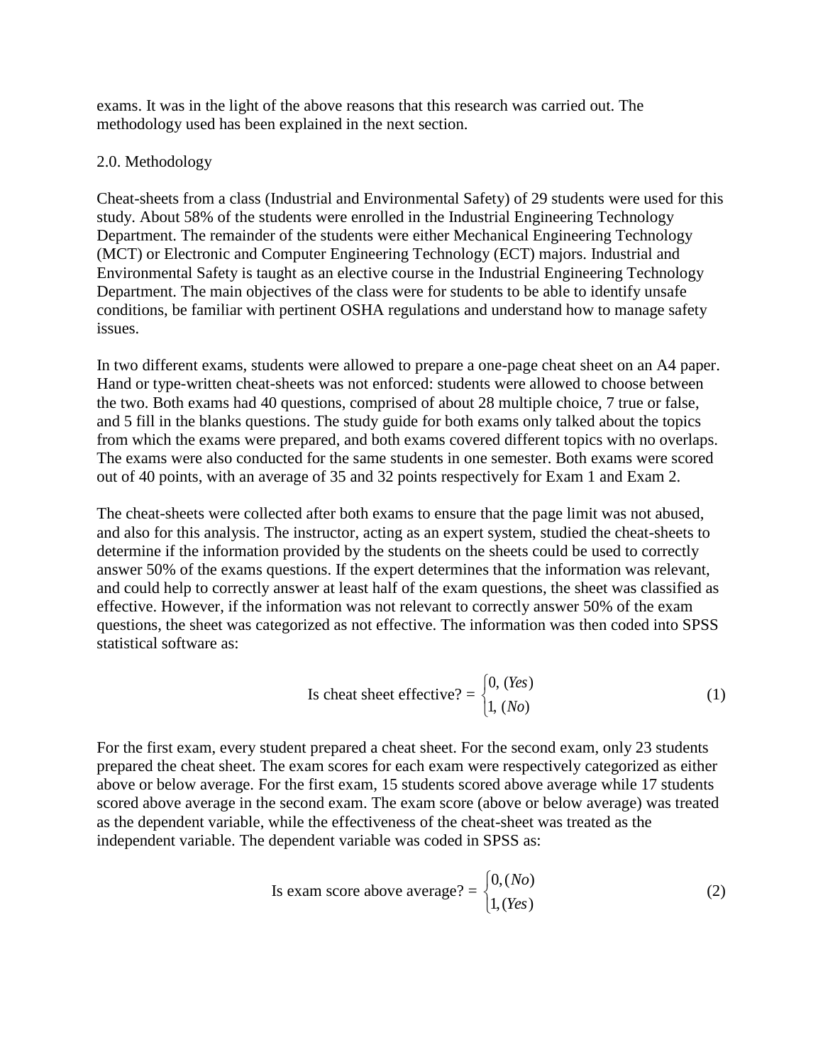exams. It was in the light of the above reasons that this research was carried out. The methodology used has been explained in the next section.

## 2.0. Methodology

Cheat-sheets from a class (Industrial and Environmental Safety) of 29 students were used for this study. About 58% of the students were enrolled in the Industrial Engineering Technology Department. The remainder of the students were either Mechanical Engineering Technology (MCT) or Electronic and Computer Engineering Technology (ECT) majors. Industrial and Environmental Safety is taught as an elective course in the Industrial Engineering Technology Department. The main objectives of the class were for students to be able to identify unsafe conditions, be familiar with pertinent OSHA regulations and understand how to manage safety issues.

In two different exams, students were allowed to prepare a one-page cheat sheet on an A4 paper. Hand or type-written cheat-sheets was not enforced: students were allowed to choose between the two. Both exams had 40 questions, comprised of about 28 multiple choice, 7 true or false, and 5 fill in the blanks questions. The study guide for both exams only talked about the topics from which the exams were prepared, and both exams covered different topics with no overlaps. The exams were also conducted for the same students in one semester. Both exams were scored out of 40 points, with an average of 35 and 32 points respectively for Exam 1 and Exam 2.

The cheat-sheets were collected after both exams to ensure that the page limit was not abused, and also for this analysis. The instructor, acting as an expert system, studied the cheat-sheets to determine if the information provided by the students on the sheets could be used to correctly answer 50% of the exams questions. If the expert determines that the information was relevant, and could help to correctly answer at least half of the exam questions, the sheet was classified as effective. However, if the information was not relevant to correctly answer 50% of the exam questions, the sheet was categorized as not effective. The information was then coded into SPSS statistical software as:

$$\text{Is cheat sheet effective?} = \begin{cases} 0, \ (Yes) \\ 1, \ (No) \end{cases} \tag{1}$$

For the first exam, every student prepared a cheat sheet. For the second exam, only 23 students prepared the cheat sheet. The exam scores for each exam were respectively categorized as either above or below average. For the first exam, 15 students scored above average while 17 students scored above average in the second exam. The exam score (above or below average) was treated as the dependent variable, while the effectiveness of the cheat-sheet was treated as the independent variable. The dependent variable was coded in SPSS as:

$$\text{Is exam score above average?} = \begin{cases} 0, (No) \\ 1, (Yes) \end{cases} \tag{2}$$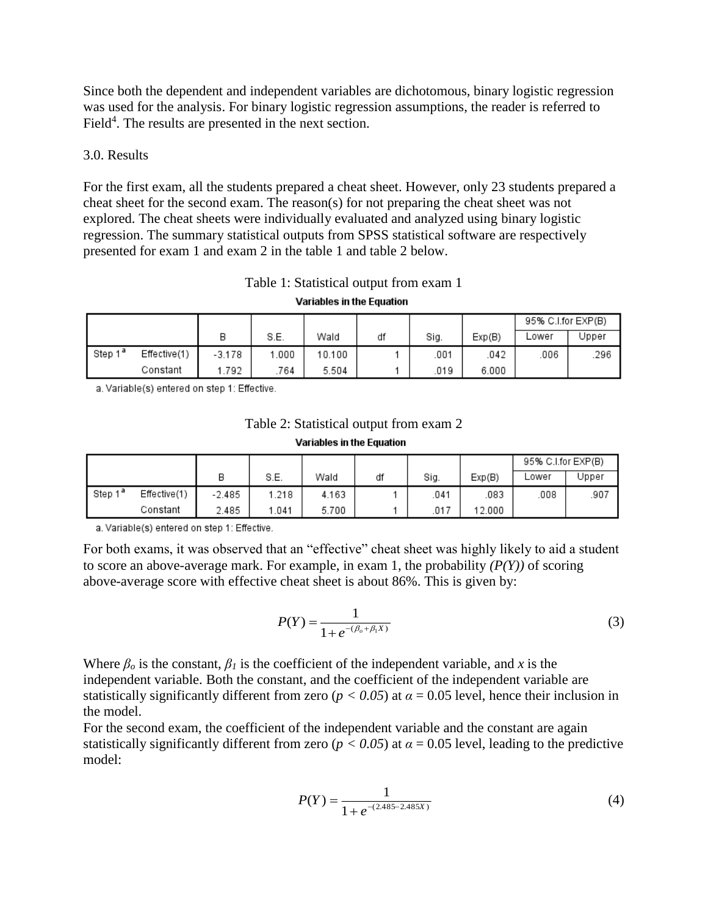Since both the dependent and independent variables are dichotomous, binary logistic regression was used for the analysis. For binary logistic regression assumptions, the reader is referred to Field[4]. The results are presented in the next section.

3.0. Results

For the first exam, all the students prepared a cheat sheet. However, only 23 students prepared a cheat sheet for the second exam. The reason(s) for not preparing the cheat sheet was not explored. The cheat sheets were individually evaluated and analyzed using binary logistic regression. The summary statistical outputs from SPSS statistical software are respectively presented for exam 1 and exam 2 in the table 1 and table 2 below.

Table 1: Statistical output from exam 1

**Variables in the Equation**

| | | B | S.E. | Wald | df | Sig. | Exp(B) | 95% C.I.for EXP(B) | |
|---|---|---|---|---|---|---|---|---|---|
| | | | | | | | | Lower | Upper |
| Step 1[a] | Effective(1) | -3.178 | 1.000 | 10.100 | 1 | .001 | .042 | .006 | .296 |
| | Constant | 1.792 | .764 | 5.504 | 1 | .019 | 6.000 | | |

a. Variable(s) entered on step 1: Effective.

Table 2: Statistical output from exam 2

**Variables in the Equation**

| | | B | S.E. | Wald | df | Sig. | Exp(B) | 95% C.I.for EXP(B) | |
|---|---|---|---|---|---|---|---|---|---|
| | | | | | | | | Lower | Upper |
| Step 1[a] | Effective(1) | -2.485 | 1.218 | 4.163 | 1 | .041 | .083 | .008 | .907 |
| | Constant | 2.485 | 1.041 | 5.700 | 1 | .017 | 12.000 | | |

a. Variable(s) entered on step 1: Effective.

For both exams, it was observed that an "effective" cheat sheet was highly likely to aid a student to score an above-average mark. For example, in exam 1, the probability *(P(Y))* of scoring above-average score with effective cheat sheet is about 86%. This is given by:

$$P(Y) = \frac{1}{1 + e^{-(\beta_o + \beta_1 X)}} \tag{3}$$

Where $\beta_o$ is the constant, $\beta_1$ is the coefficient of the independent variable, and $x$ is the independent variable. Both the constant, and the coefficient of the independent variable are statistically significantly different from zero ($p < 0.05$) at $\alpha = 0.05$ level, hence their inclusion in the model.

For the second exam, the coefficient of the independent variable and the constant are again statistically significantly different from zero ($p < 0.05$) at $\alpha = 0.05$ level, leading to the predictive model:

$$P(Y) = \frac{1}{1 + e^{-(2.485 - 2.485X)}} \tag{4}$$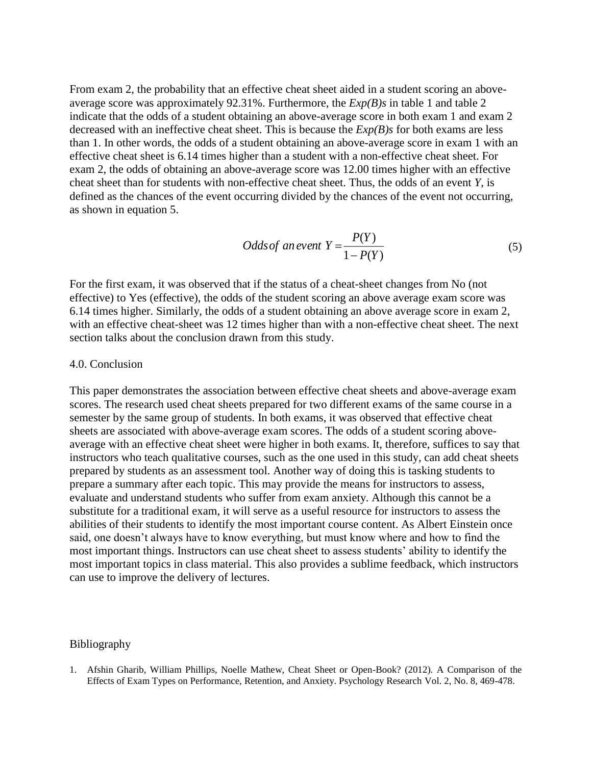From exam 2, the probability that an effective cheat sheet aided in a student scoring an above-average score was approximately 92.31%. Furthermore, the *Exp(B)s* in table 1 and table 2 indicate that the odds of a student obtaining an above-average score in both exam 1 and exam 2 decreased with an ineffective cheat sheet. This is because the *Exp(B)s* for both exams are less than 1. In other words, the odds of a student obtaining an above-average score in exam 1 with an effective cheat sheet is 6.14 times higher than a student with a non-effective cheat sheet. For exam 2, the odds of obtaining an above-average score was 12.00 times higher with an effective cheat sheet than for students with non-effective cheat sheet. Thus, the odds of an event $Y$, is defined as the chances of the event occurring divided by the chances of the event not occurring, as shown in equation 5.

$$Odds\,of\;an\,event\;Y = \frac{P(Y)}{1-P(Y)} \tag{5}$$

For the first exam, it was observed that if the status of a cheat-sheet changes from No (not effective) to Yes (effective), the odds of the student scoring an above average exam score was 6.14 times higher. Similarly, the odds of a student obtaining an above average score in exam 2, with an effective cheat-sheet was 12 times higher than with a non-effective cheat sheet. The next section talks about the conclusion drawn from this study.

## 4.0. Conclusion

This paper demonstrates the association between effective cheat sheets and above-average exam scores. The research used cheat sheets prepared for two different exams of the same course in a semester by the same group of students. In both exams, it was observed that effective cheat sheets are associated with above-average exam scores. The odds of a student scoring above-average with an effective cheat sheet were higher in both exams. It, therefore, suffices to say that instructors who teach qualitative courses, such as the one used in this study, can add cheat sheets prepared by students as an assessment tool. Another way of doing this is tasking students to prepare a summary after each topic. This may provide the means for instructors to assess, evaluate and understand students who suffer from exam anxiety. Although this cannot be a substitute for a traditional exam, it will serve as a useful resource for instructors to assess the abilities of their students to identify the most important course content. As Albert Einstein once said, one doesn't always have to know everything, but must know where and how to find the most important things. Instructors can use cheat sheet to assess students' ability to identify the most important topics in class material. This also provides a sublime feedback, which instructors can use to improve the delivery of lectures.

## Bibliography

1. Afshin Gharib, William Phillips, Noelle Mathew, Cheat Sheet or Open-Book? (2012). A Comparison of the Effects of Exam Types on Performance, Retention, and Anxiety. Psychology Research Vol. 2, No. 8, 469-478.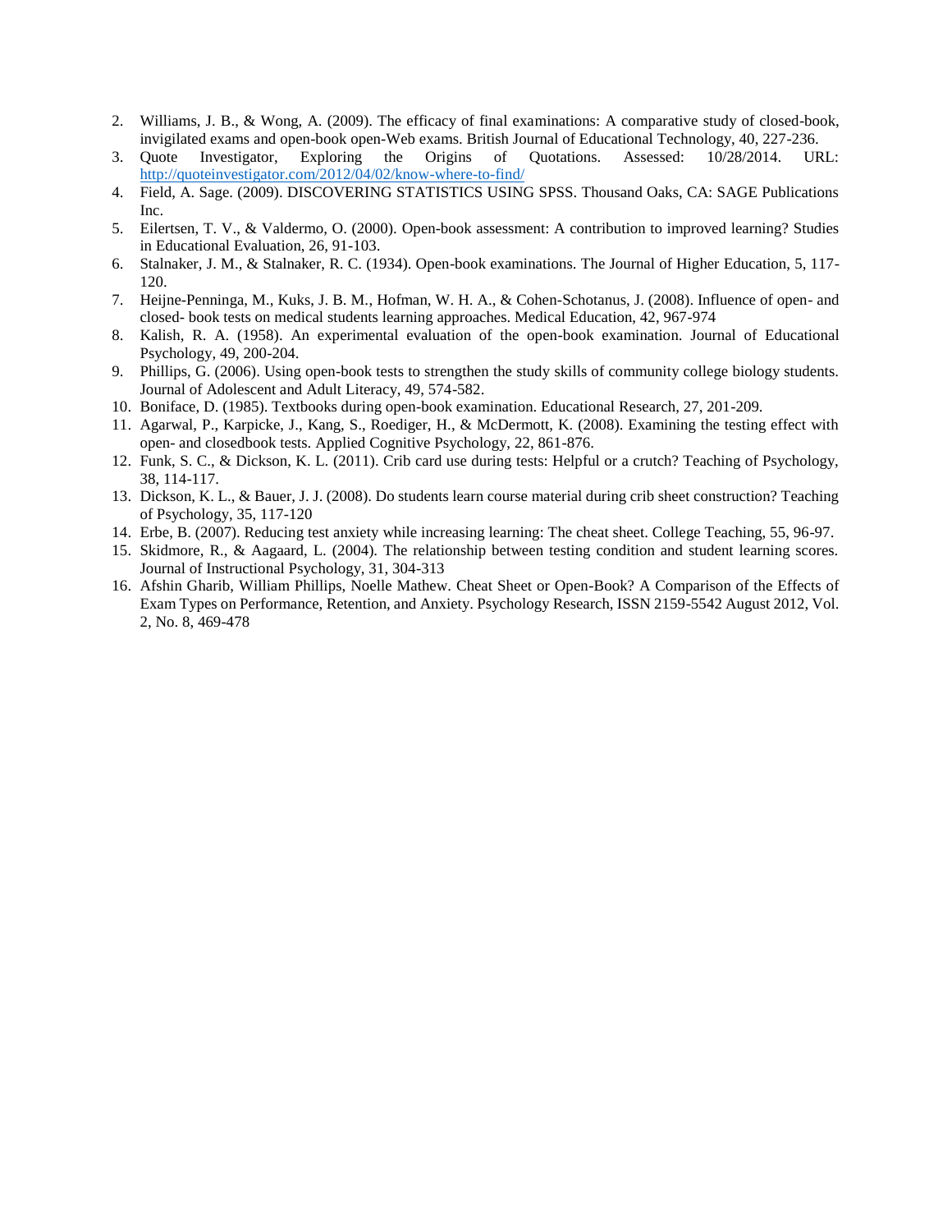2. Williams, J. B., & Wong, A. (2009). The efficacy of final examinations: A comparative study of closed-book, invigilated exams and open-book open-Web exams. British Journal of Educational Technology, 40, 227-236.
3. Quote Investigator, Exploring the Origins of Quotations. Assessed: 10/28/2014. URL: http://quoteinvestigator.com/2012/04/02/know-where-to-find/
4. Field, A. Sage. (2009). DISCOVERING STATISTICS USING SPSS. Thousand Oaks, CA: SAGE Publications Inc.
5. Eilertsen, T. V., & Valdermo, O. (2000). Open-book assessment: A contribution to improved learning? Studies in Educational Evaluation, 26, 91-103.
6. Stalnaker, J. M., & Stalnaker, R. C. (1934). Open-book examinations. The Journal of Higher Education, 5, 117-120.
7. Heijne-Penninga, M., Kuks, J. B. M., Hofman, W. H. A., & Cohen-Schotanus, J. (2008). Influence of open- and closed- book tests on medical students learning approaches. Medical Education, 42, 967-974
8. Kalish, R. A. (1958). An experimental evaluation of the open-book examination. Journal of Educational Psychology, 49, 200-204.
9. Phillips, G. (2006). Using open-book tests to strengthen the study skills of community college biology students. Journal of Adolescent and Adult Literacy, 49, 574-582.
10. Boniface, D. (1985). Textbooks during open-book examination. Educational Research, 27, 201-209.
11. Agarwal, P., Karpicke, J., Kang, S., Roediger, H., & McDermott, K. (2008). Examining the testing effect with open- and closedbook tests. Applied Cognitive Psychology, 22, 861-876.
12. Funk, S. C., & Dickson, K. L. (2011). Crib card use during tests: Helpful or a crutch? Teaching of Psychology, 38, 114-117.
13. Dickson, K. L., & Bauer, J. J. (2008). Do students learn course material during crib sheet construction? Teaching of Psychology, 35, 117-120
14. Erbe, B. (2007). Reducing test anxiety while increasing learning: The cheat sheet. College Teaching, 55, 96-97.
15. Skidmore, R., & Aagaard, L. (2004). The relationship between testing condition and student learning scores. Journal of Instructional Psychology, 31, 304-313
16. Afshin Gharib, William Phillips, Noelle Mathew. Cheat Sheet or Open-Book? A Comparison of the Effects of Exam Types on Performance, Retention, and Anxiety. Psychology Research, ISSN 2159-5542 August 2012, Vol. 2, No. 8, 469-478